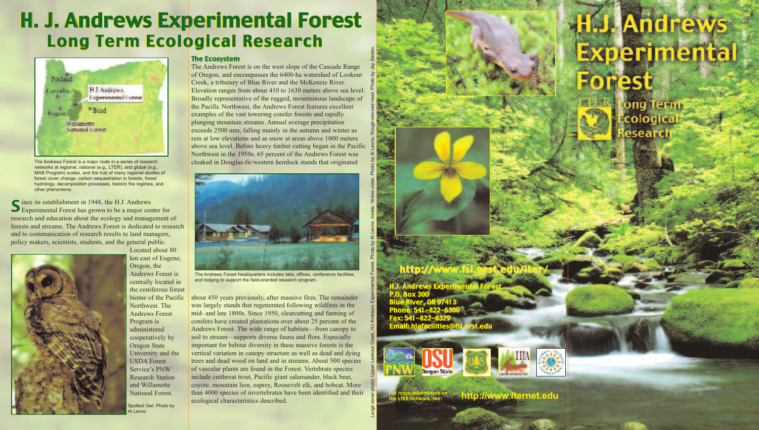# H. J. Andrews Experimental Forest

## Long Term Ecological Research

The Andrews Forest is a major node in a series of research networks at regional, national (e.g., LTER), and global (e.g., MAB Program) scales, and the hub of many regional studies of forest cover change, carbon sequestration in forests, forest hydrology, decomposition processes, historic fire regimes, and other phenomena.

Since its establishment in 1948, the H.J. Andrews Experimental Forest has grown to be a major center for research and education about the ecology and management of forests and streams. The Andrews Forest is dedicated to research and to communication of research results to land managers, policy makers, scientists, students, and the general public. Located about 80 km east of Eugene, Oregon, the Andrews Forest is centrally located in the coniferous forest biome of the Pacific Northwest. The Andrews Forest Program is administered cooperatively by Oregon State University and the USDA Forest Service's PNW Research Station and Willamette National Forest.

Spotted Owl. Photo by Al Levno

### The Ecosystem

The Andrews Forest is on the west slope of the Cascade Range of Oregon, and encompasses the 6400-ha watershed of Lookout Creek, a tributary of Blue River and the McKenzie River. Elevation ranges from about 410 to 1630 meters above sea level. Broadly representative of the rugged, mountainous landscape of the Pacific Northwest, the Andrews Forest features excellent examples of the vast towering conifer forests and rapidly plunging mountain streams. Annual average precipitation exceeds 2500 mm, falling mainly in the autumn and winter as rain at low elevations and as snow at areas above 1000 meters above sea level. Before heavy timber cutting began in the Pacific Northwest in the 1950s, 65 percent of the Andrews Forest was cloaked in Douglas-fir/western hemlock stands that originated about 450 years previously, after massive fires. The remainder was largely stands that regenerated following wildfires in the mid- and late 1800s. Since 1950, clearcutting and farming of conifers have created plantations over about 25 percent of the Andrews Forest. The wide range of habitats—from canopy to soil to stream—supports diverse fauna and flora. Especially important for habitat diversity in these massive forests is the vertical variation in canopy structure as well as dead and dying trees and dead wood on land and in streams. About 500 species of vascular plants are found in the Forest. Vertebrate species include cutthroat trout, Pacific giant salamander, black bear, coyote, mountain lion, osprey, Roosevelt elk, and bobcat. More than 4000 species of invertebrates have been identified and their ecological characteristics described.

The Andrews Forest headquarters includes labs, offices, conference facilities, and lodging to support the field-oriented research program.

Large cover photo: Upper Lookout Creek, HJ Andrews Experimental Forest, Photo by Al Levno. Insets: Yellow violet. Photo by Al Levno. Rough-skinned newt. Photo by Jay Sexton.

# H.J. Andrews Experimental Forest

## LTER Long Term Ecological Research

**http://www.fsl.orst.edu/lter/**

**H.J. Andrews Experimental Forest**
**P.O. Box 300**
**Blue River, OR 97413**
**Phone: 541-822-6300**
**Fax: 541-822-6329**
**Email: hjafacilities@fsl.orst.edu**

For more information on the LTER Network, see: **http://www.lternet.edu**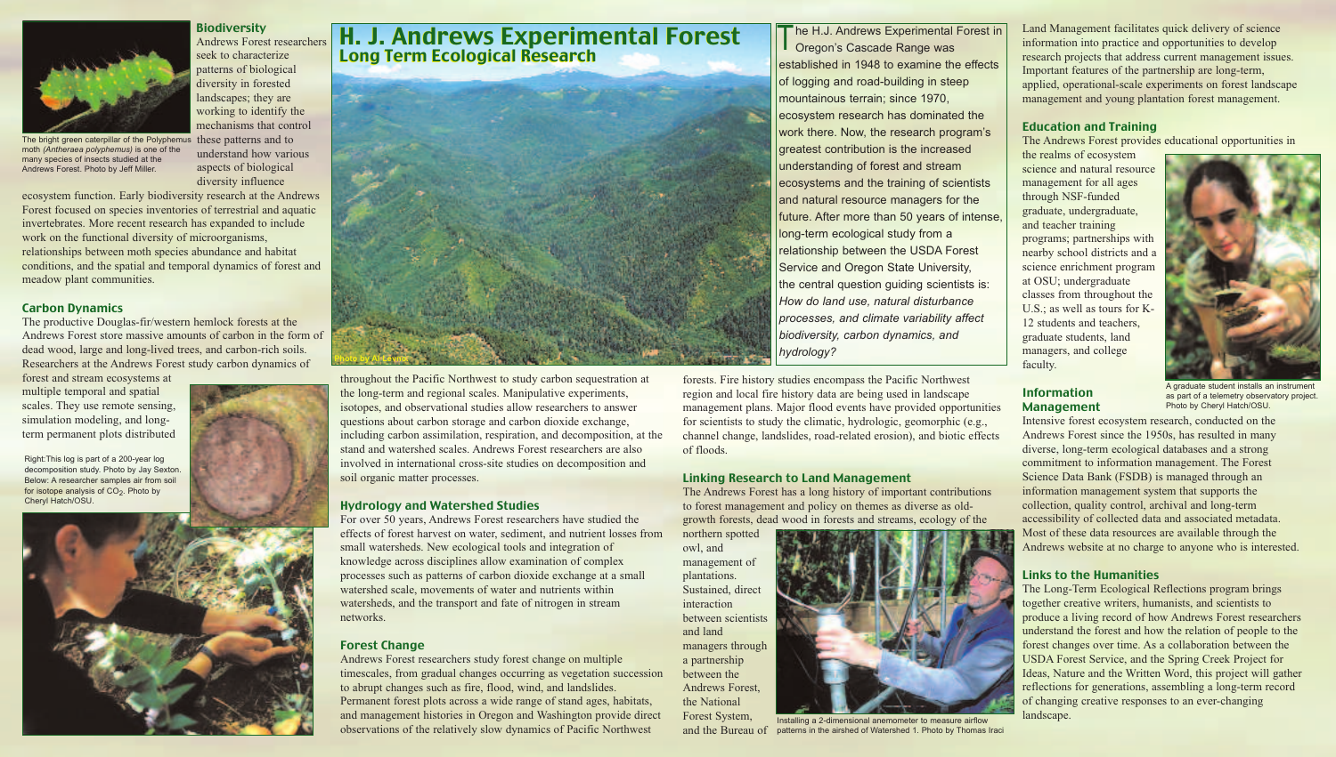# H. J. Andrews Experimental Forest

## Long Term Ecological Research

Photo by Al Levno

The H.J. Andrews Experimental Forest in Oregon's Cascade Range was established in 1948 to examine the effects of logging and road-building in steep mountainous terrain; since 1970, ecosystem research has dominated the work there. Now, the research program's greatest contribution is the increased understanding of forest and stream ecosystems and the training of scientists and natural resource managers for the future. After more than 50 years of intense, long-term ecological study from a relationship between the USDA Forest Service and Oregon State University, the central question guiding scientists is: *How do land use, natural disturbance processes, and climate variability affect biodiversity, carbon dynamics, and hydrology?*

### Biodiversity

Andrews Forest researchers seek to characterize patterns of biological diversity in forested landscapes; they are working to identify the mechanisms that control these patterns and to understand how various aspects of biological diversity influence ecosystem function. Early biodiversity research at the Andrews Forest focused on species inventories of terrestrial and aquatic invertebrates. More recent research has expanded to include work on the functional diversity of microorganisms, relationships between moth species abundance and habitat conditions, and the spatial and temporal dynamics of forest and meadow plant communities.

The bright green caterpillar of the Polyphemus moth *(Antheraea polyphemus)* is one of the many species of insects studied at the Andrews Forest. Photo by Jeff Miller.

### Carbon Dynamics

The productive Douglas-fir/western hemlock forests at the Andrews Forest store massive amounts of carbon in the form of dead wood, large and long-lived trees, and carbon-rich soils. Researchers at the Andrews Forest study carbon dynamics of forest and stream ecosystems at multiple temporal and spatial scales. They use remote sensing, simulation modeling, and long-term permanent plots distributed throughout the Pacific Northwest to study carbon sequestration at the long-term and regional scales. Manipulative experiments, isotopes, and observational studies allow researchers to answer questions about carbon storage and carbon dioxide exchange, including carbon assimilation, respiration, and decomposition, at the stand and watershed scales. Andrews Forest researchers are also involved in international cross-site studies on decomposition and soil organic matter processes.

Right: This log is part of a 200-year log decomposition study. Photo by Jay Sexton. Below: A researcher samples air from soil for isotope analysis of $CO_2$. Photo by Cheryl Hatch/OSU.

### Hydrology and Watershed Studies

For over 50 years, Andrews Forest researchers have studied the effects of forest harvest on water, sediment, and nutrient losses from small watersheds. New ecological tools and integration of knowledge across disciplines allow examination of complex processes such as patterns of carbon dioxide exchange at a small watershed scale, movements of water and nutrients within watersheds, and the transport and fate of nitrogen in stream networks.

### Forest Change

Andrews Forest researchers study forest change on multiple timescales, from gradual changes occurring as vegetation succession to abrupt changes such as fire, flood, wind, and landslides. Permanent forest plots across a wide range of stand ages, habitats, and management histories in Oregon and Washington provide direct observations of the relatively slow dynamics of Pacific Northwest forests. Fire history studies encompass the Pacific Northwest region and local fire history data are being used in landscape management plans. Major flood events have provided opportunities for scientists to study the climatic, hydrologic, geomorphic (e.g., channel change, landslides, road-related erosion), and biotic effects of floods.

### Linking Research to Land Management

The Andrews Forest has a long history of important contributions to forest management and policy on themes as diverse as old-growth forests, dead wood in forests and streams, ecology of the northern spotted owl, and management of plantations. Sustained, direct interaction between scientists and land managers through a partnership between the Andrews Forest, the National Forest System, and the Bureau of Land Management facilitates quick delivery of science information into practice and opportunities to develop research projects that address current management issues. Important features of the partnership are long-term, applied, operational-scale experiments on forest landscape management and young plantation forest management.

Installing a 2-dimensional anemometer to measure airflow patterns in the airshed of Watershed 1. Photo by Thomas Iraci

### Education and Training

The Andrews Forest provides educational opportunities in the realms of ecosystem science and natural resource management for all ages through NSF-funded graduate, undergraduate, and teacher training programs; partnerships with nearby school districts and a science enrichment program at OSU; undergraduate classes from throughout the U.S.; as well as tours for K-12 students and teachers, graduate students, land managers, and college faculty.

A graduate student installs an instrument as part of a telemetry observatory project. Photo by Cheryl Hatch/OSU.

### Information Management

Intensive forest ecosystem research, conducted on the Andrews Forest since the 1950s, has resulted in many diverse, long-term ecological databases and a strong commitment to information management. The Forest Science Data Bank (FSDB) is managed through an information management system that supports the collection, quality control, archival and long-term accessibility of collected data and associated metadata. Most of these data resources are available through the Andrews website at no charge to anyone who is interested.

### Links to the Humanities

The Long-Term Ecological Reflections program brings together creative writers, humanists, and scientists to produce a living record of how Andrews Forest researchers understand the forest and how the relation of people to the forest changes over time. As a collaboration between the USDA Forest Service, and the Spring Creek Project for Ideas, Nature and the Written Word, this project will gather reflections for generations, assembling a long-term record of changing creative responses to an ever-changing landscape.